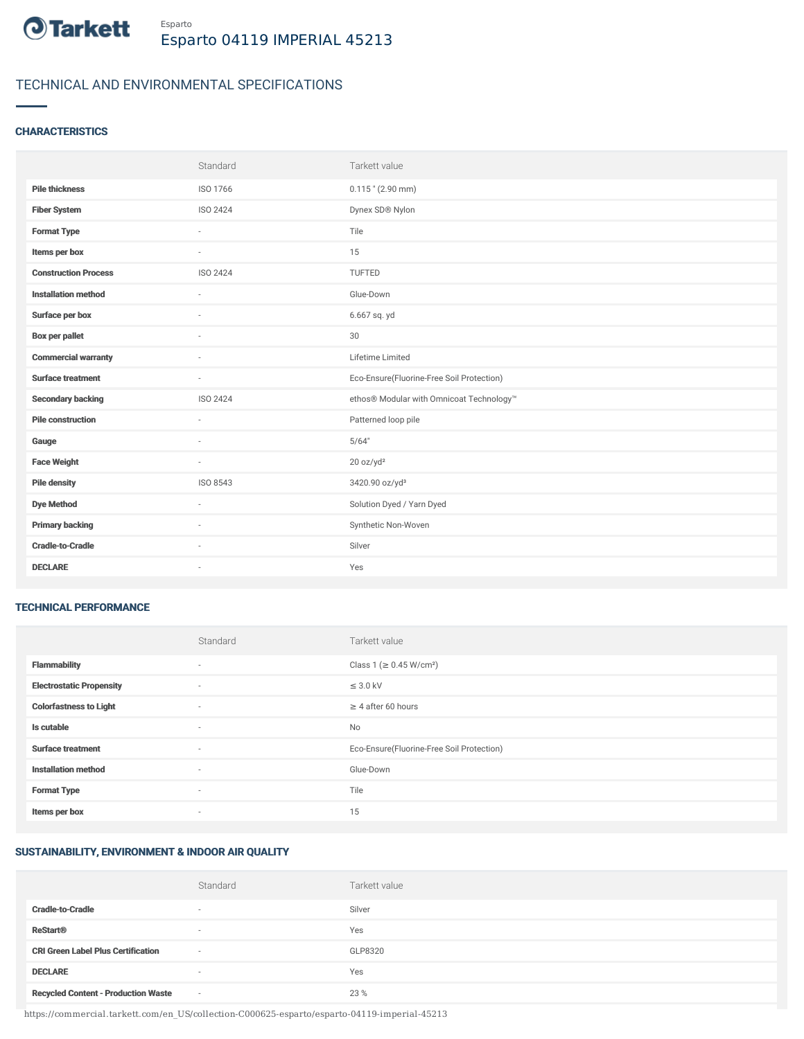Tarkett

Esparto

# Esparto 04119 IMPERIAL 45213

## TECHNICAL AND ENVIRONMENTAL SPECIFICATIONS

### CHARACTERISTICS

| | Standard | Tarkett value |
|---|---|---|
| **Pile thickness** | ISO 1766 | 0.115 " (2.90 mm) |
| **Fiber System** | ISO 2424 | Dynex SD® Nylon |
| **Format Type** | - | Tile |
| **Items per box** | - | 15 |
| **Construction Process** | ISO 2424 | TUFTED |
| **Installation method** | - | Glue-Down |
| **Surface per box** | - | 6.667 sq. yd |
| **Box per pallet** | - | 30 |
| **Commercial warranty** | - | Lifetime Limited |
| **Surface treatment** | - | Eco-Ensure(Fluorine-Free Soil Protection) |
| **Secondary backing** | ISO 2424 | ethos® Modular with Omnicoat Technology™ |
| **Pile construction** | - | Patterned loop pile |
| **Gauge** | - | 5/64" |
| **Face Weight** | - | 20 oz/yd² |
| **Pile density** | ISO 8543 | 3420.90 oz/yd³ |
| **Dye Method** | - | Solution Dyed / Yarn Dyed |
| **Primary backing** | - | Synthetic Non-Woven |
| **Cradle-to-Cradle** | - | Silver |
| **DECLARE** | - | Yes |

### TECHNICAL PERFORMANCE

| | Standard | Tarkett value |
|---|---|---|
| **Flammability** | - | Class 1 (≥ 0.45 W/cm²) |
| **Electrostatic Propensity** | - | ≤ 3.0 kV |
| **Colorfastness to Light** | - | ≥ 4 after 60 hours |
| **Is cutable** | - | No |
| **Surface treatment** | - | Eco-Ensure(Fluorine-Free Soil Protection) |
| **Installation method** | - | Glue-Down |
| **Format Type** | - | Tile |
| **Items per box** | - | 15 |

### SUSTAINABILITY, ENVIRONMENT & INDOOR AIR QUALITY

| | Standard | Tarkett value |
|---|---|---|
| **Cradle-to-Cradle** | - | Silver |
| **ReStart®** | - | Yes |
| **CRI Green Label Plus Certification** | - | GLP8320 |
| **DECLARE** | - | Yes |
| **Recycled Content - Production Waste** | - | 23 % |

https://commercial.tarkett.com/en_US/collection-C000625-esparto/esparto-04119-imperial-45213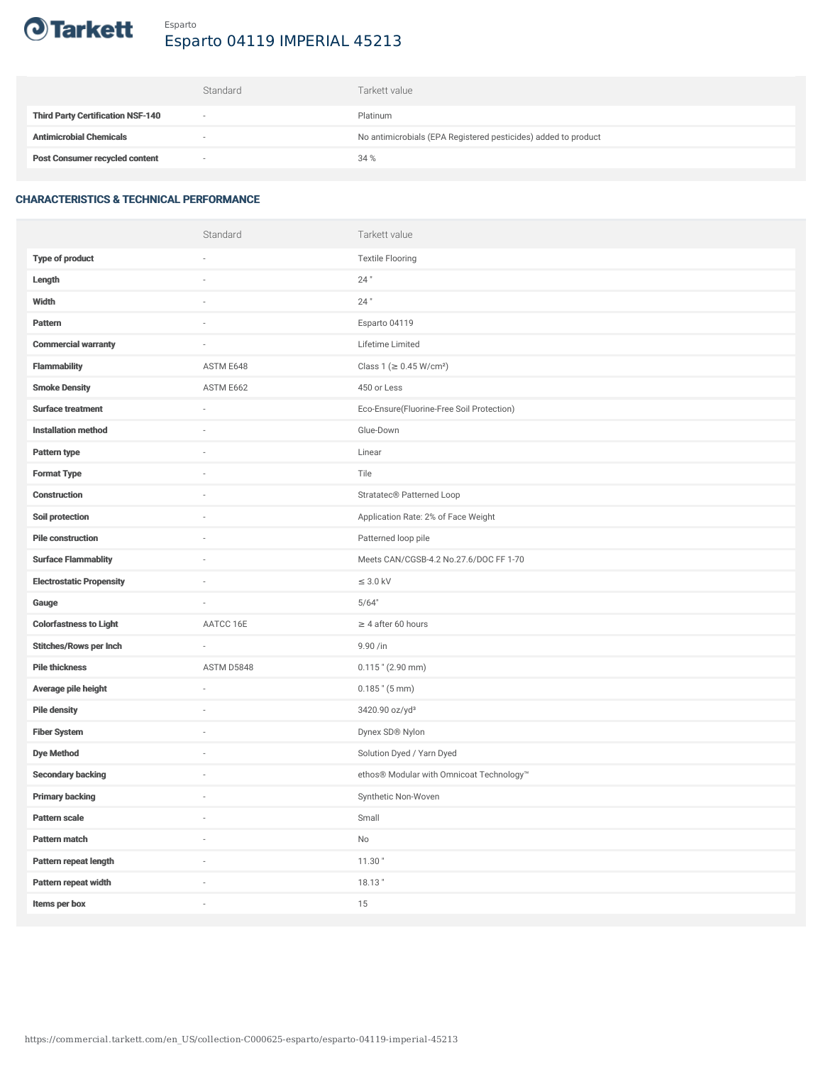Esparto

# Esparto 04119 IMPERIAL 45213

| | Standard | Tarkett value |
|---|---|---|
| **Third Party Certification NSF-140** | - | Platinum |
| **Antimicrobial Chemicals** | - | No antimicrobials (EPA Registered pesticides) added to product |
| **Post Consumer recycled content** | - | 34 % |

## CHARACTERISTICS & TECHNICAL PERFORMANCE

| | Standard | Tarkett value |
|---|---|---|
| **Type of product** | - | Textile Flooring |
| **Length** | - | 24 " |
| **Width** | - | 24 " |
| **Pattern** | - | Esparto 04119 |
| **Commercial warranty** | - | Lifetime Limited |
| **Flammability** | ASTM E648 | Class 1 (≥ 0.45 W/cm²) |
| **Smoke Density** | ASTM E662 | 450 or Less |
| **Surface treatment** | - | Eco-Ensure(Fluorine-Free Soil Protection) |
| **Installation method** | - | Glue-Down |
| **Pattern type** | - | Linear |
| **Format Type** | - | Tile |
| **Construction** | - | Stratatec® Patterned Loop |
| **Soil protection** | - | Application Rate: 2% of Face Weight |
| **Pile construction** | - | Patterned loop pile |
| **Surface Flammablity** | - | Meets CAN/CGSB-4.2 No.27.6/DOC FF 1-70 |
| **Electrostatic Propensity** | - | ≤ 3.0 kV |
| **Gauge** | - | 5/64" |
| **Colorfastness to Light** | AATCC 16E | ≥ 4 after 60 hours |
| **Stitches/Rows per Inch** | - | 9.90 /in |
| **Pile thickness** | ASTM D5848 | 0.115 " (2.90 mm) |
| **Average pile height** | - | 0.185 " (5 mm) |
| **Pile density** | - | 3420.90 oz/yd³ |
| **Fiber System** | - | Dynex SD® Nylon |
| **Dye Method** | - | Solution Dyed / Yarn Dyed |
| **Secondary backing** | - | ethos® Modular with Omnicoat Technology™ |
| **Primary backing** | - | Synthetic Non-Woven |
| **Pattern scale** | - | Small |
| **Pattern match** | - | No |
| **Pattern repeat length** | - | 11.30 " |
| **Pattern repeat width** | - | 18.13 " |
| **Items per box** | - | 15 |